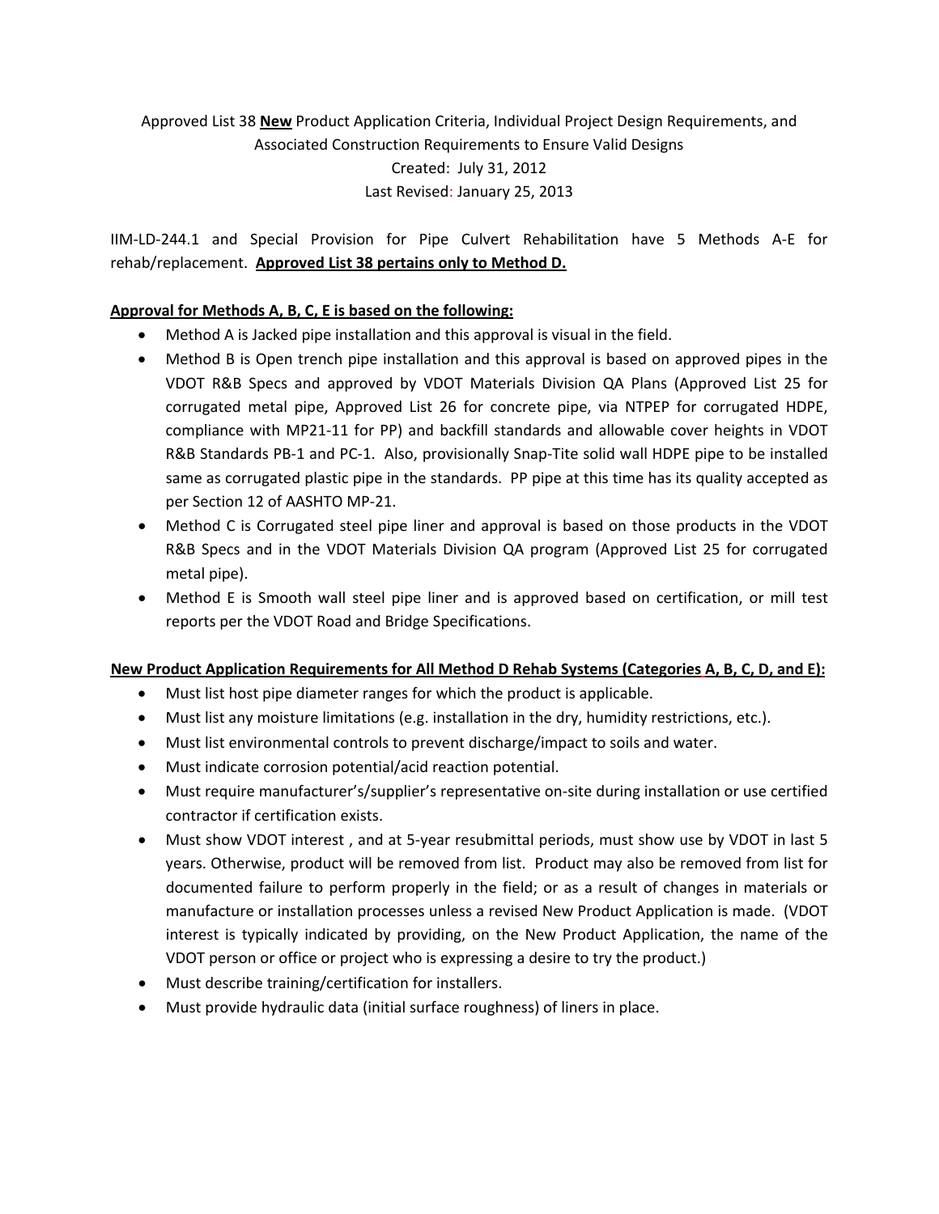Approved List 38 **New** Product Application Criteria, Individual Project Design Requirements, and Associated Construction Requirements to Ensure Valid Designs

Created: July 31, 2012

Last Revised: January 25, 2013

IIM-LD-244.1 and Special Provision for Pipe Culvert Rehabilitation have 5 Methods A-E for rehab/replacement. **Approved List 38 pertains only to Method D.**

**Approval for Methods A, B, C, E is based on the following:**

- Method A is Jacked pipe installation and this approval is visual in the field.
- Method B is Open trench pipe installation and this approval is based on approved pipes in the VDOT R&B Specs and approved by VDOT Materials Division QA Plans (Approved List 25 for corrugated metal pipe, Approved List 26 for concrete pipe, via NTPEP for corrugated HDPE, compliance with MP21-11 for PP) and backfill standards and allowable cover heights in VDOT R&B Standards PB-1 and PC-1. Also, provisionally Snap-Tite solid wall HDPE pipe to be installed same as corrugated plastic pipe in the standards. PP pipe at this time has its quality accepted as per Section 12 of AASHTO MP-21.
- Method C is Corrugated steel pipe liner and approval is based on those products in the VDOT R&B Specs and in the VDOT Materials Division QA program (Approved List 25 for corrugated metal pipe).
- Method E is Smooth wall steel pipe liner and is approved based on certification, or mill test reports per the VDOT Road and Bridge Specifications.

**New Product Application Requirements for All Method D Rehab Systems (Categories A, B, C, D, and E):**

- Must list host pipe diameter ranges for which the product is applicable.
- Must list any moisture limitations (e.g. installation in the dry, humidity restrictions, etc.).
- Must list environmental controls to prevent discharge/impact to soils and water.
- Must indicate corrosion potential/acid reaction potential.
- Must require manufacturer's/supplier's representative on-site during installation or use certified contractor if certification exists.
- Must show VDOT interest , and at 5-year resubmittal periods, must show use by VDOT in last 5 years. Otherwise, product will be removed from list. Product may also be removed from list for documented failure to perform properly in the field; or as a result of changes in materials or manufacture or installation processes unless a revised New Product Application is made. (VDOT interest is typically indicated by providing, on the New Product Application, the name of the VDOT person or office or project who is expressing a desire to try the product.)
- Must describe training/certification for installers.
- Must provide hydraulic data (initial surface roughness) of liners in place.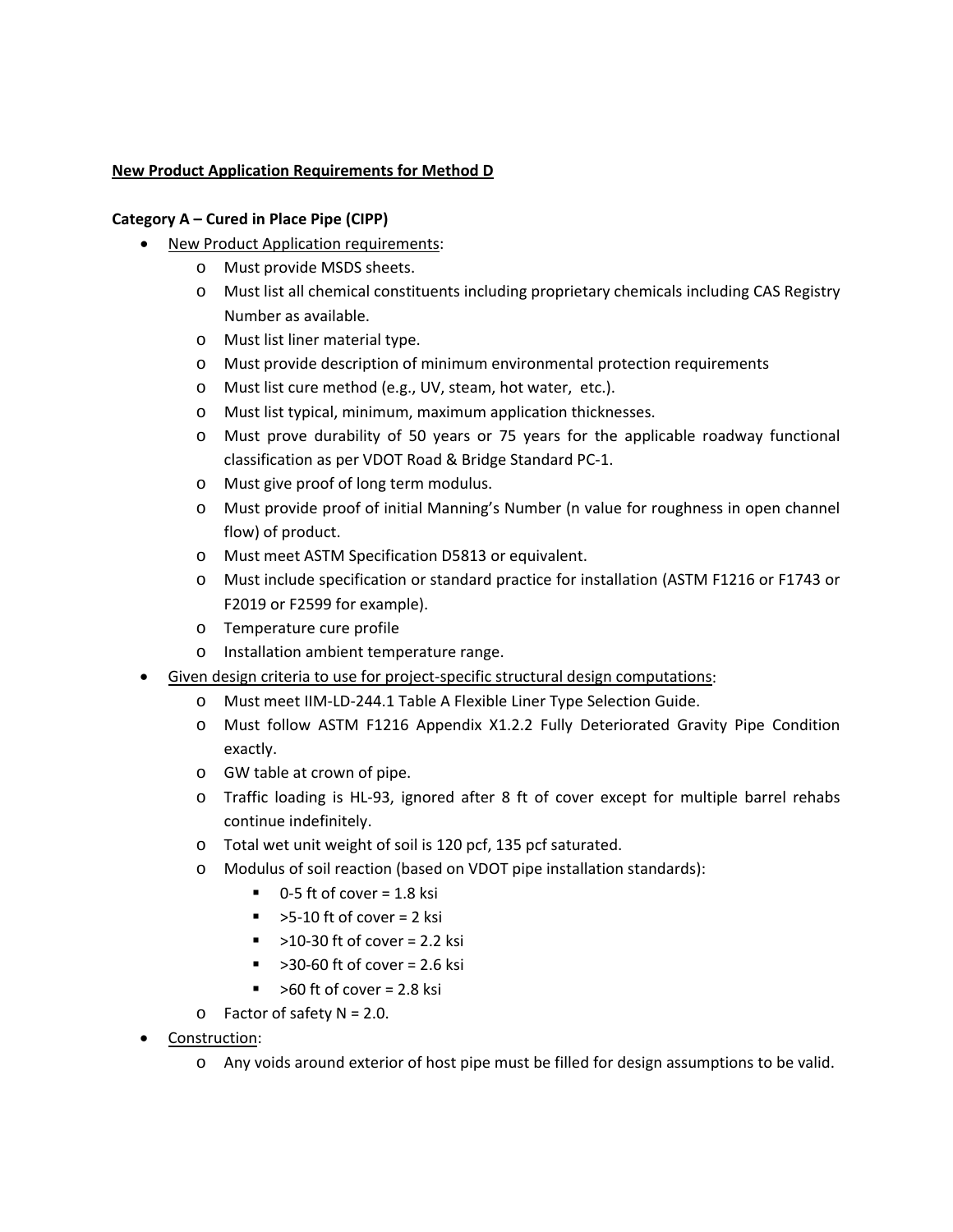**<u>New Product Application Requirements for Method D</u>**

**Category A – Cured in Place Pipe (CIPP)**

- <u>New Product Application requirements</u>:
  - Must provide MSDS sheets.
  - Must list all chemical constituents including proprietary chemicals including CAS Registry Number as available.
  - Must list liner material type.
  - Must provide description of minimum environmental protection requirements
  - Must list cure method (e.g., UV, steam, hot water, etc.).
  - Must list typical, minimum, maximum application thicknesses.
  - Must prove durability of 50 years or 75 years for the applicable roadway functional classification as per VDOT Road & Bridge Standard PC-1.
  - Must give proof of long term modulus.
  - Must provide proof of initial Manning's Number (n value for roughness in open channel flow) of product.
  - Must meet ASTM Specification D5813 or equivalent.
  - Must include specification or standard practice for installation (ASTM F1216 or F1743 or F2019 or F2599 for example).
  - Temperature cure profile
  - Installation ambient temperature range.
- <u>Given design criteria to use for project-specific structural design computations</u>:
  - Must meet IIM-LD-244.1 Table A Flexible Liner Type Selection Guide.
  - Must follow ASTM F1216 Appendix X1.2.2 Fully Deteriorated Gravity Pipe Condition exactly.
  - GW table at crown of pipe.
  - Traffic loading is HL-93, ignored after 8 ft of cover except for multiple barrel rehabs continue indefinitely.
  - Total wet unit weight of soil is 120 pcf, 135 pcf saturated.
  - Modulus of soil reaction (based on VDOT pipe installation standards):
    - 0-5 ft of cover = 1.8 ksi
    - >5-10 ft of cover = 2 ksi
    - >10-30 ft of cover = 2.2 ksi
    - >30-60 ft of cover = 2.6 ksi
    - >60 ft of cover = 2.8 ksi
  - Factor of safety N = 2.0.
- <u>Construction</u>:
  - Any voids around exterior of host pipe must be filled for design assumptions to be valid.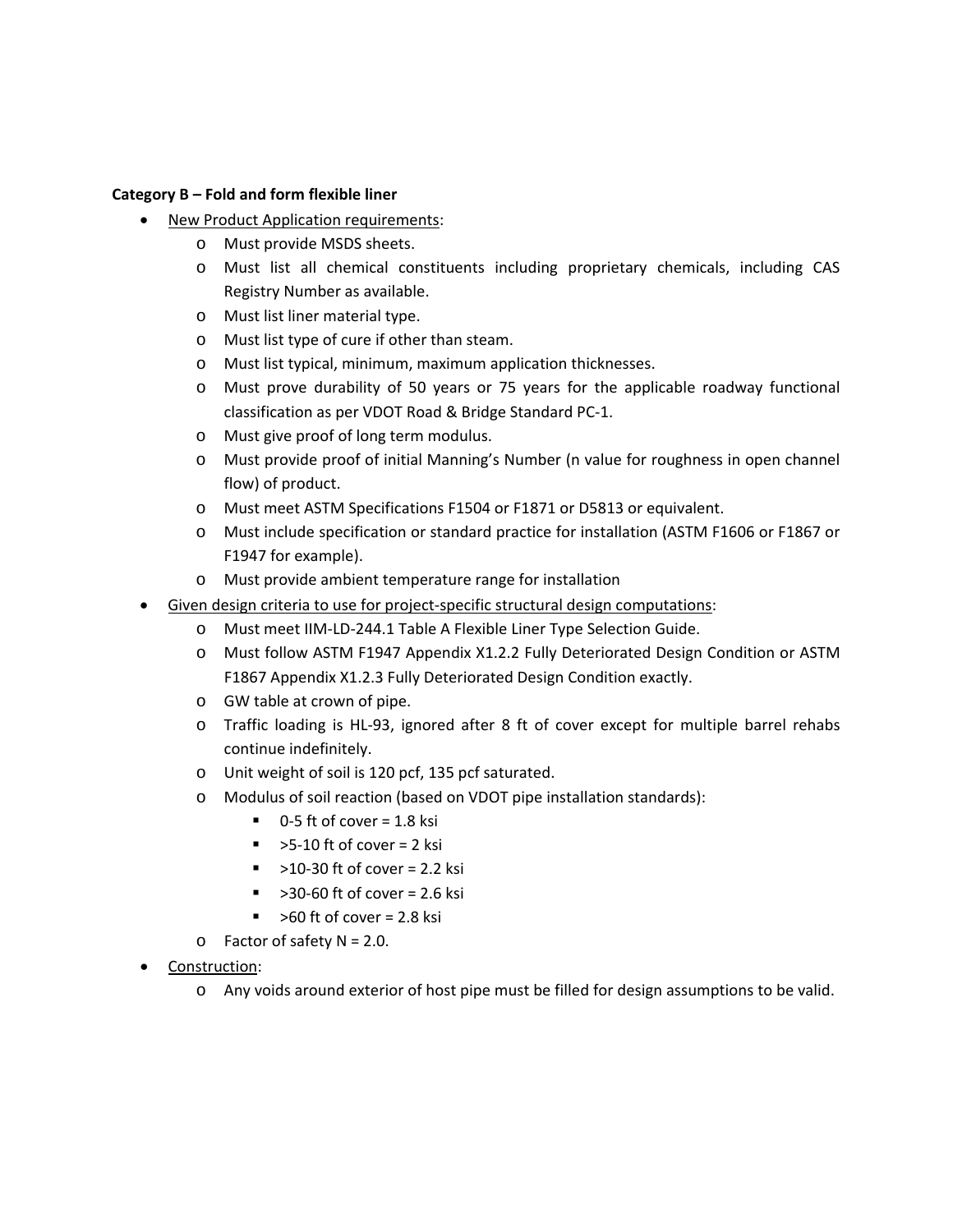**Category B – Fold and form flexible liner**

- New Product Application requirements:
    - Must provide MSDS sheets.
    - Must list all chemical constituents including proprietary chemicals, including CAS Registry Number as available.
    - Must list liner material type.
    - Must list type of cure if other than steam.
    - Must list typical, minimum, maximum application thicknesses.
    - Must prove durability of 50 years or 75 years for the applicable roadway functional classification as per VDOT Road & Bridge Standard PC-1.
    - Must give proof of long term modulus.
    - Must provide proof of initial Manning's Number (n value for roughness in open channel flow) of product.
    - Must meet ASTM Specifications F1504 or F1871 or D5813 or equivalent.
    - Must include specification or standard practice for installation (ASTM F1606 or F1867 or F1947 for example).
    - Must provide ambient temperature range for installation
- Given design criteria to use for project-specific structural design computations:
    - Must meet IIM-LD-244.1 Table A Flexible Liner Type Selection Guide.
    - Must follow ASTM F1947 Appendix X1.2.2 Fully Deteriorated Design Condition or ASTM F1867 Appendix X1.2.3 Fully Deteriorated Design Condition exactly.
    - GW table at crown of pipe.
    - Traffic loading is HL-93, ignored after 8 ft of cover except for multiple barrel rehabs continue indefinitely.
    - Unit weight of soil is 120 pcf, 135 pcf saturated.
    - Modulus of soil reaction (based on VDOT pipe installation standards):
        - 0-5 ft of cover = 1.8 ksi
        - >5-10 ft of cover = 2 ksi
        - >10-30 ft of cover = 2.2 ksi
        - >30-60 ft of cover = 2.6 ksi
        - >60 ft of cover = 2.8 ksi
    - Factor of safety N = 2.0.
- Construction:
    - Any voids around exterior of host pipe must be filled for design assumptions to be valid.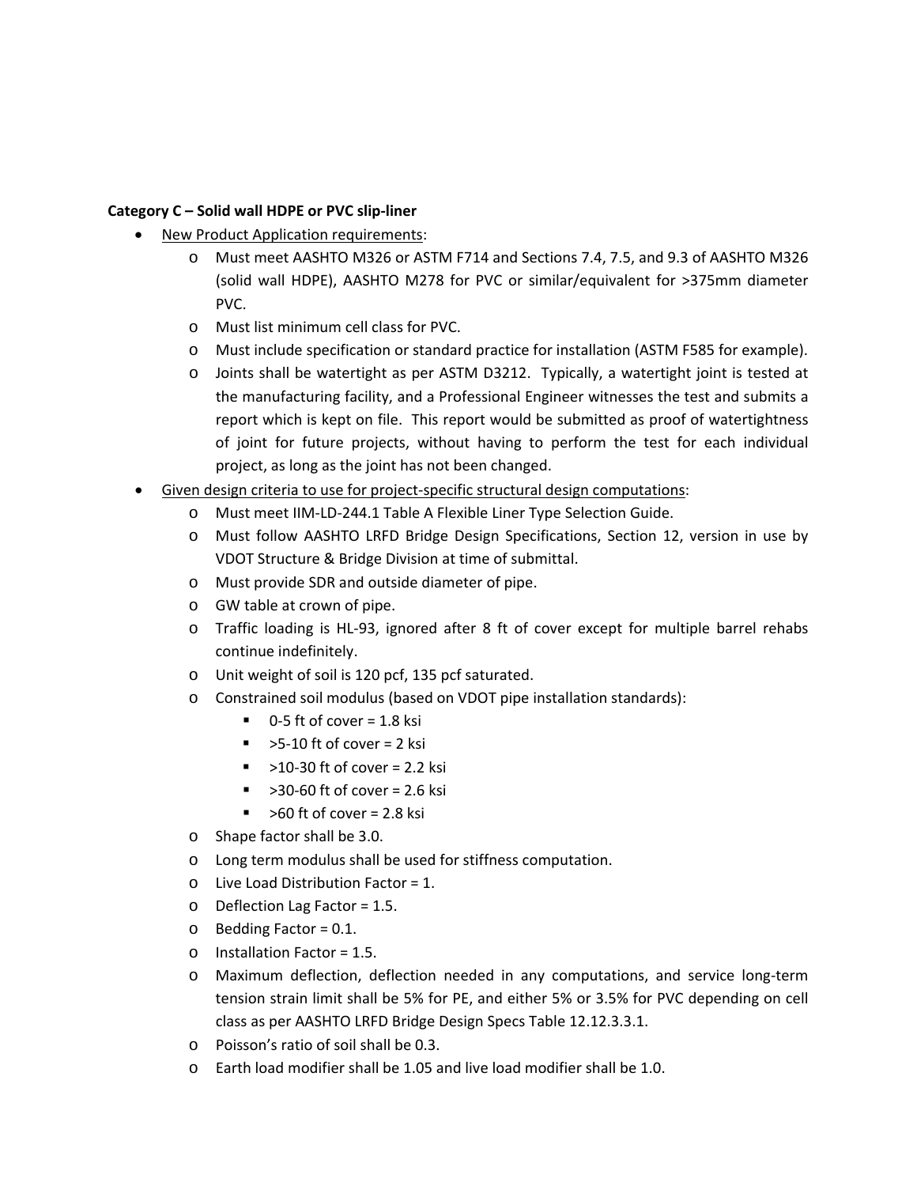**Category C – Solid wall HDPE or PVC slip-liner**

- New Product Application requirements:
  - Must meet AASHTO M326 or ASTM F714 and Sections 7.4, 7.5, and 9.3 of AASHTO M326 (solid wall HDPE), AASHTO M278 for PVC or similar/equivalent for >375mm diameter PVC.
  - Must list minimum cell class for PVC.
  - Must include specification or standard practice for installation (ASTM F585 for example).
  - Joints shall be watertight as per ASTM D3212. Typically, a watertight joint is tested at the manufacturing facility, and a Professional Engineer witnesses the test and submits a report which is kept on file. This report would be submitted as proof of watertightness of joint for future projects, without having to perform the test for each individual project, as long as the joint has not been changed.
- Given design criteria to use for project-specific structural design computations:
  - Must meet IIM-LD-244.1 Table A Flexible Liner Type Selection Guide.
  - Must follow AASHTO LRFD Bridge Design Specifications, Section 12, version in use by VDOT Structure & Bridge Division at time of submittal.
  - Must provide SDR and outside diameter of pipe.
  - GW table at crown of pipe.
  - Traffic loading is HL-93, ignored after 8 ft of cover except for multiple barrel rehabs continue indefinitely.
  - Unit weight of soil is 120 pcf, 135 pcf saturated.
  - Constrained soil modulus (based on VDOT pipe installation standards):
    - 0-5 ft of cover = 1.8 ksi
    - >5-10 ft of cover = 2 ksi
    - >10-30 ft of cover = 2.2 ksi
    - >30-60 ft of cover = 2.6 ksi
    - >60 ft of cover = 2.8 ksi
  - Shape factor shall be 3.0.
  - Long term modulus shall be used for stiffness computation.
  - Live Load Distribution Factor = 1.
  - Deflection Lag Factor = 1.5.
  - Bedding Factor = 0.1.
  - Installation Factor = 1.5.
  - Maximum deflection, deflection needed in any computations, and service long-term tension strain limit shall be 5% for PE, and either 5% or 3.5% for PVC depending on cell class as per AASHTO LRFD Bridge Design Specs Table 12.12.3.3.1.
  - Poisson's ratio of soil shall be 0.3.
  - Earth load modifier shall be 1.05 and live load modifier shall be 1.0.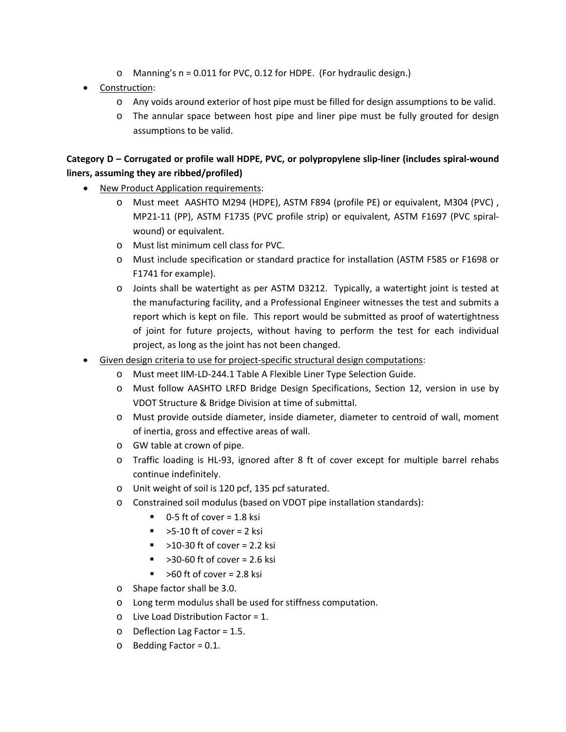- Manning's n = 0.011 for PVC, 0.12 for HDPE. (For hydraulic design.)
- Construction:
  - Any voids around exterior of host pipe must be filled for design assumptions to be valid.
  - The annular space between host pipe and liner pipe must be fully grouted for design assumptions to be valid.

**Category D – Corrugated or profile wall HDPE, PVC, or polypropylene slip-liner (includes spiral-wound liners, assuming they are ribbed/profiled)**

- New Product Application requirements:
  - Must meet AASHTO M294 (HDPE), ASTM F894 (profile PE) or equivalent, M304 (PVC), MP21-11 (PP), ASTM F1735 (PVC profile strip) or equivalent, ASTM F1697 (PVC spiral-wound) or equivalent.
  - Must list minimum cell class for PVC.
  - Must include specification or standard practice for installation (ASTM F585 or F1698 or F1741 for example).
  - Joints shall be watertight as per ASTM D3212. Typically, a watertight joint is tested at the manufacturing facility, and a Professional Engineer witnesses the test and submits a report which is kept on file. This report would be submitted as proof of watertightness of joint for future projects, without having to perform the test for each individual project, as long as the joint has not been changed.
- Given design criteria to use for project-specific structural design computations:
  - Must meet IIM-LD-244.1 Table A Flexible Liner Type Selection Guide.
  - Must follow AASHTO LRFD Bridge Design Specifications, Section 12, version in use by VDOT Structure & Bridge Division at time of submittal.
  - Must provide outside diameter, inside diameter, diameter to centroid of wall, moment of inertia, gross and effective areas of wall.
  - GW table at crown of pipe.
  - Traffic loading is HL-93, ignored after 8 ft of cover except for multiple barrel rehabs continue indefinitely.
  - Unit weight of soil is 120 pcf, 135 pcf saturated.
  - Constrained soil modulus (based on VDOT pipe installation standards):
    - 0-5 ft of cover = 1.8 ksi
    - >5-10 ft of cover = 2 ksi
    - >10-30 ft of cover = 2.2 ksi
    - >30-60 ft of cover = 2.6 ksi
    - >60 ft of cover = 2.8 ksi
  - Shape factor shall be 3.0.
  - Long term modulus shall be used for stiffness computation.
  - Live Load Distribution Factor = 1.
  - Deflection Lag Factor = 1.5.
  - Bedding Factor = 0.1.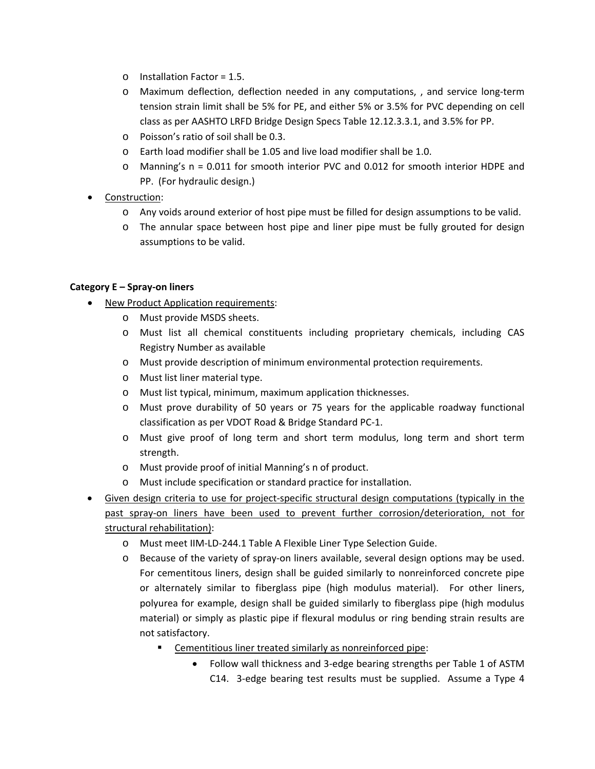- Installation Factor = 1.5.
- Maximum deflection, deflection needed in any computations, , and service long-term tension strain limit shall be 5% for PE, and either 5% or 3.5% for PVC depending on cell class as per AASHTO LRFD Bridge Design Specs Table 12.12.3.3.1, and 3.5% for PP.
- Poisson's ratio of soil shall be 0.3.
- Earth load modifier shall be 1.05 and live load modifier shall be 1.0.
- Manning's n = 0.011 for smooth interior PVC and 0.012 for smooth interior HDPE and PP. (For hydraulic design.)

- <u>Construction</u>:
  - Any voids around exterior of host pipe must be filled for design assumptions to be valid.
  - The annular space between host pipe and liner pipe must be fully grouted for design assumptions to be valid.

**Category E – Spray-on liners**

- <u>New Product Application requirements</u>:
  - Must provide MSDS sheets.
  - Must list all chemical constituents including proprietary chemicals, including CAS Registry Number as available
  - Must provide description of minimum environmental protection requirements.
  - Must list liner material type.
  - Must list typical, minimum, maximum application thicknesses.
  - Must prove durability of 50 years or 75 years for the applicable roadway functional classification as per VDOT Road & Bridge Standard PC-1.
  - Must give proof of long term and short term modulus, long term and short term strength.
  - Must provide proof of initial Manning's n of product.
  - Must include specification or standard practice for installation.
- <u>Given design criteria to use for project-specific structural design computations (typically in the past spray-on liners have been used to prevent further corrosion/deterioration, not for structural rehabilitation)</u>:
  - Must meet IIM-LD-244.1 Table A Flexible Liner Type Selection Guide.
  - Because of the variety of spray-on liners available, several design options may be used. For cementitous liners, design shall be guided similarly to nonreinforced concrete pipe or alternately similar to fiberglass pipe (high modulus material). For other liners, polyurea for example, design shall be guided similarly to fiberglass pipe (high modulus material) or simply as plastic pipe if flexural modulus or ring bending strain results are not satisfactory.
    - <u>Cementitious liner treated similarly as nonreinforced pipe</u>:
      - Follow wall thickness and 3-edge bearing strengths per Table 1 of ASTM C14. 3-edge bearing test results must be supplied. Assume a Type 4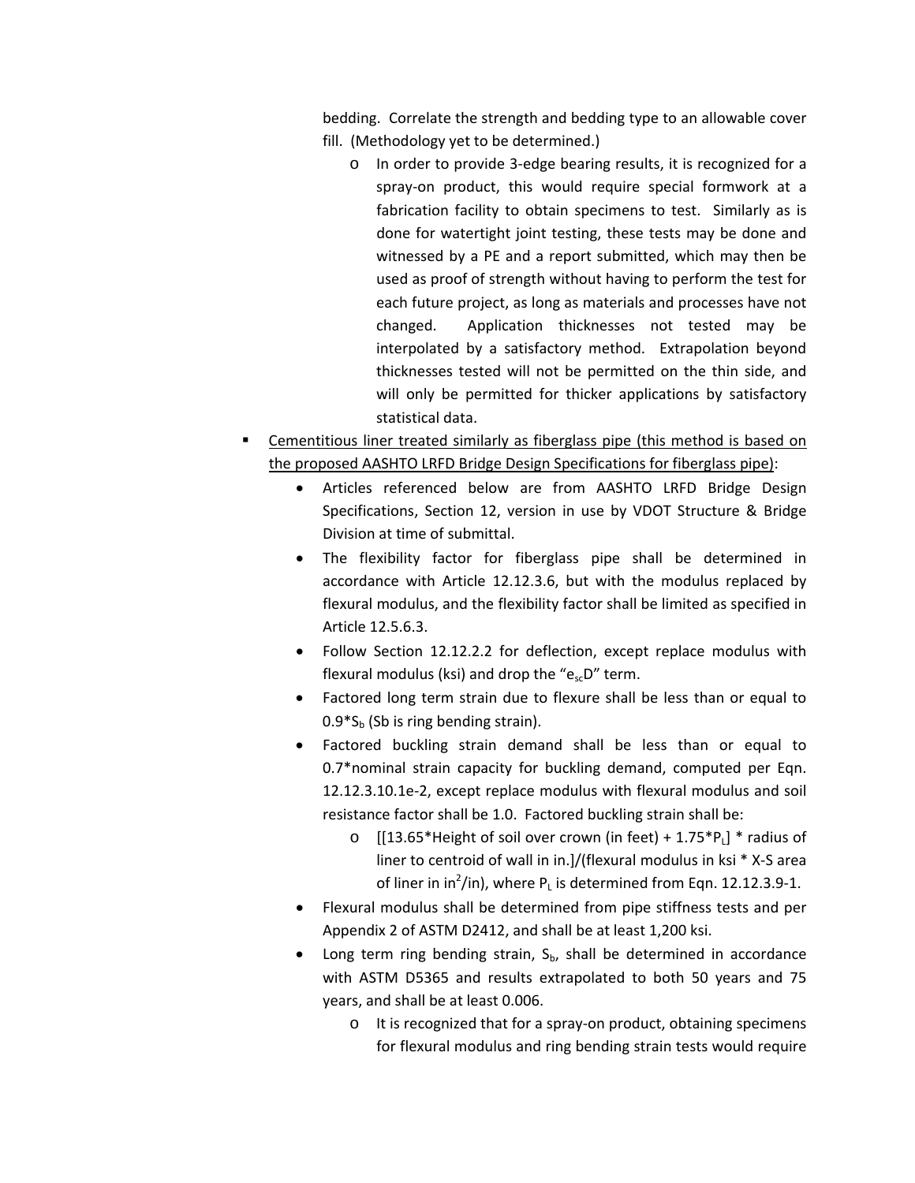bedding. Correlate the strength and bedding type to an allowable cover fill. (Methodology yet to be determined.)

    - In order to provide 3-edge bearing results, it is recognized for a spray-on product, this would require special formwork at a fabrication facility to obtain specimens to test. Similarly as is done for watertight joint testing, these tests may be done and witnessed by a PE and a report submitted, which may then be used as proof of strength without having to perform the test for each future project, as long as materials and processes have not changed. Application thicknesses not tested may be interpolated by a satisfactory method. Extrapolation beyond thicknesses tested will not be permitted on the thin side, and will only be permitted for thicker applications by satisfactory statistical data.

- <u>Cementitious liner treated similarly as fiberglass pipe (this method is based on the proposed AASHTO LRFD Bridge Design Specifications for fiberglass pipe)</u>:
    - Articles referenced below are from AASHTO LRFD Bridge Design Specifications, Section 12, version in use by VDOT Structure & Bridge Division at time of submittal.
    - The flexibility factor for fiberglass pipe shall be determined in accordance with Article 12.12.3.6, but with the modulus replaced by flexural modulus, and the flexibility factor shall be limited as specified in Article 12.5.6.3.
    - Follow Section 12.12.2.2 for deflection, except replace modulus with flexural modulus (ksi) and drop the "$e_{sc}D$" term.
    - Factored long term strain due to flexure shall be less than or equal to $0.9 * S_b$ (Sb is ring bending strain).
    - Factored buckling strain demand shall be less than or equal to 0.7*nominal strain capacity for buckling demand, computed per Eqn. 12.12.3.10.1e-2, except replace modulus with flexural modulus and soil resistance factor shall be 1.0. Factored buckling strain shall be:
        - [[13.65*Height of soil over crown (in feet) + $1.75 * P_L$] * radius of liner to centroid of wall in in.]/(flexural modulus in ksi * X-S area of liner in $in^2/in$), where $P_L$ is determined from Eqn. 12.12.3.9-1.
    - Flexural modulus shall be determined from pipe stiffness tests and per Appendix 2 of ASTM D2412, and shall be at least 1,200 ksi.
    - Long term ring bending strain, $S_b$, shall be determined in accordance with ASTM D5365 and results extrapolated to both 50 years and 75 years, and shall be at least 0.006.
        - It is recognized that for a spray-on product, obtaining specimens for flexural modulus and ring bending strain tests would require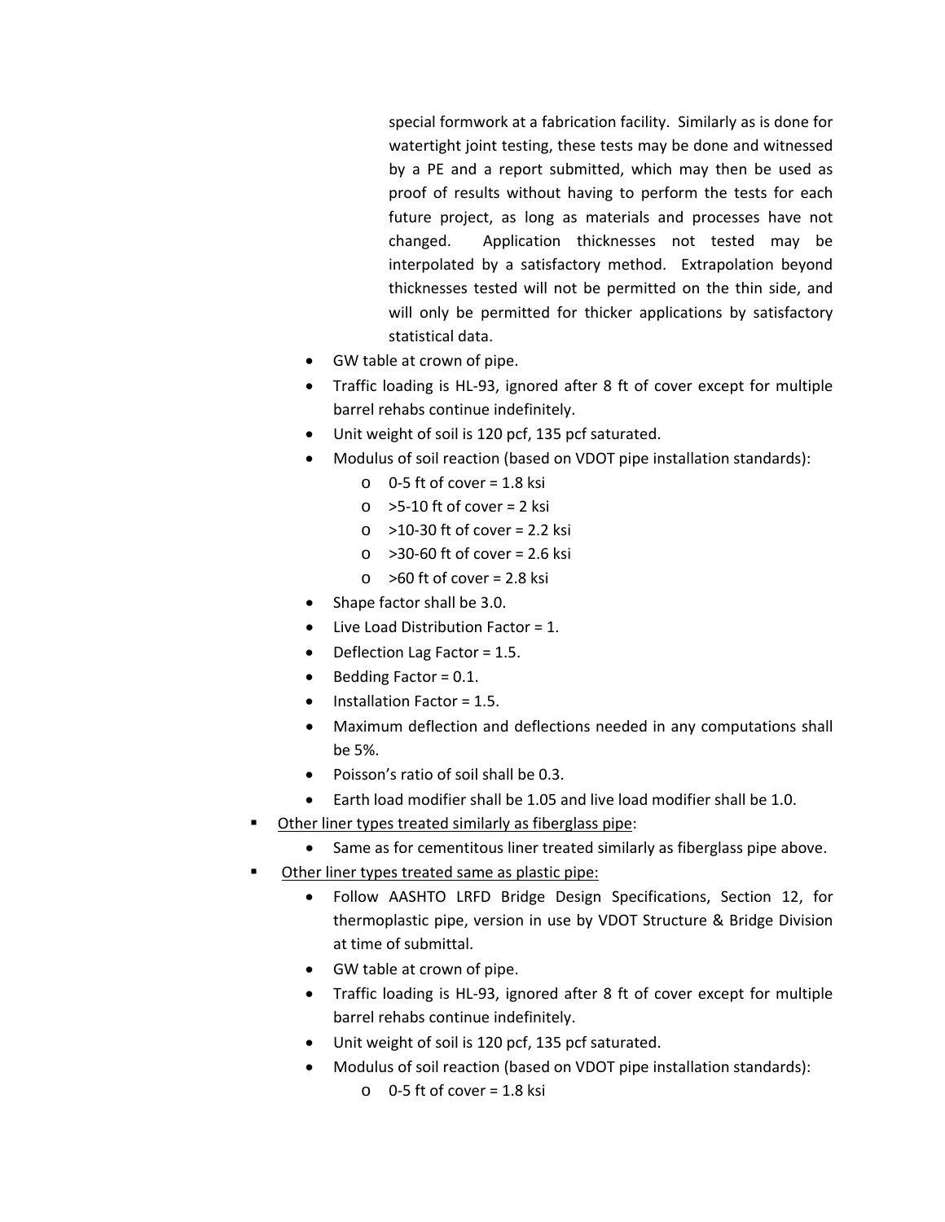special formwork at a fabrication facility. Similarly as is done for watertight joint testing, these tests may be done and witnessed by a PE and a report submitted, which may then be used as proof of results without having to perform the tests for each future project, as long as materials and processes have not changed. Application thicknesses not tested may be interpolated by a satisfactory method. Extrapolation beyond thicknesses tested will not be permitted on the thin side, and will only be permitted for thicker applications by satisfactory statistical data.

- GW table at crown of pipe.
- Traffic loading is HL-93, ignored after 8 ft of cover except for multiple barrel rehabs continue indefinitely.
- Unit weight of soil is 120 pcf, 135 pcf saturated.
- Modulus of soil reaction (based on VDOT pipe installation standards):
  - 0-5 ft of cover = 1.8 ksi
  - >5-10 ft of cover = 2 ksi
  - >10-30 ft of cover = 2.2 ksi
  - >30-60 ft of cover = 2.6 ksi
  - >60 ft of cover = 2.8 ksi
- Shape factor shall be 3.0.
- Live Load Distribution Factor = 1.
- Deflection Lag Factor = 1.5.
- Bedding Factor = 0.1.
- Installation Factor = 1.5.
- Maximum deflection and deflections needed in any computations shall be 5%.
- Poisson's ratio of soil shall be 0.3.
- Earth load modifier shall be 1.05 and live load modifier shall be 1.0.

- <u>Other liner types treated similarly as fiberglass pipe</u>:
  - Same as for cementitous liner treated similarly as fiberglass pipe above.
- <u>Other liner types treated same as plastic pipe:</u>
  - Follow AASHTO LRFD Bridge Design Specifications, Section 12, for thermoplastic pipe, version in use by VDOT Structure & Bridge Division at time of submittal.
  - GW table at crown of pipe.
  - Traffic loading is HL-93, ignored after 8 ft of cover except for multiple barrel rehabs continue indefinitely.
  - Unit weight of soil is 120 pcf, 135 pcf saturated.
  - Modulus of soil reaction (based on VDOT pipe installation standards):
    - 0-5 ft of cover = 1.8 ksi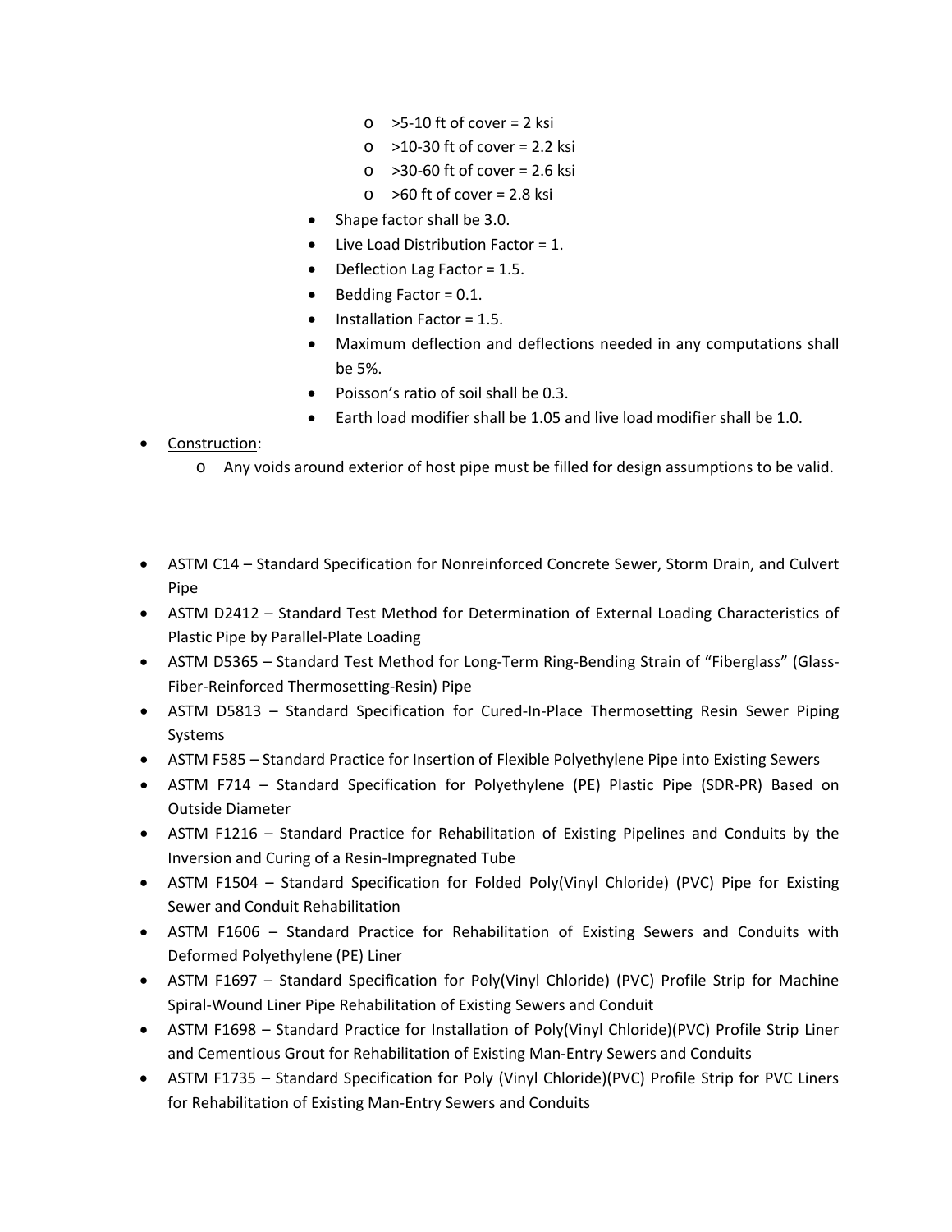- >5-10 ft of cover = 2 ksi
        - >10-30 ft of cover = 2.2 ksi
        - >30-60 ft of cover = 2.6 ksi
        - >60 ft of cover = 2.8 ksi
    - Shape factor shall be 3.0.
    - Live Load Distribution Factor = 1.
    - Deflection Lag Factor = 1.5.
    - Bedding Factor = 0.1.
    - Installation Factor = 1.5.
    - Maximum deflection and deflections needed in any computations shall be 5%.
    - Poisson's ratio of soil shall be 0.3.
    - Earth load modifier shall be 1.05 and live load modifier shall be 1.0.
- Construction:
    - Any voids around exterior of host pipe must be filled for design assumptions to be valid.

- ASTM C14 – Standard Specification for Nonreinforced Concrete Sewer, Storm Drain, and Culvert Pipe
- ASTM D2412 – Standard Test Method for Determination of External Loading Characteristics of Plastic Pipe by Parallel-Plate Loading
- ASTM D5365 – Standard Test Method for Long-Term Ring-Bending Strain of "Fiberglass" (Glass-Fiber-Reinforced Thermosetting-Resin) Pipe
- ASTM D5813 – Standard Specification for Cured-In-Place Thermosetting Resin Sewer Piping Systems
- ASTM F585 – Standard Practice for Insertion of Flexible Polyethylene Pipe into Existing Sewers
- ASTM F714 – Standard Specification for Polyethylene (PE) Plastic Pipe (SDR-PR) Based on Outside Diameter
- ASTM F1216 – Standard Practice for Rehabilitation of Existing Pipelines and Conduits by the Inversion and Curing of a Resin-Impregnated Tube
- ASTM F1504 – Standard Specification for Folded Poly(Vinyl Chloride) (PVC) Pipe for Existing Sewer and Conduit Rehabilitation
- ASTM F1606 – Standard Practice for Rehabilitation of Existing Sewers and Conduits with Deformed Polyethylene (PE) Liner
- ASTM F1697 – Standard Specification for Poly(Vinyl Chloride) (PVC) Profile Strip for Machine Spiral-Wound Liner Pipe Rehabilitation of Existing Sewers and Conduit
- ASTM F1698 – Standard Practice for Installation of Poly(Vinyl Chloride)(PVC) Profile Strip Liner and Cementious Grout for Rehabilitation of Existing Man-Entry Sewers and Conduits
- ASTM F1735 – Standard Specification for Poly (Vinyl Chloride)(PVC) Profile Strip for PVC Liners for Rehabilitation of Existing Man-Entry Sewers and Conduits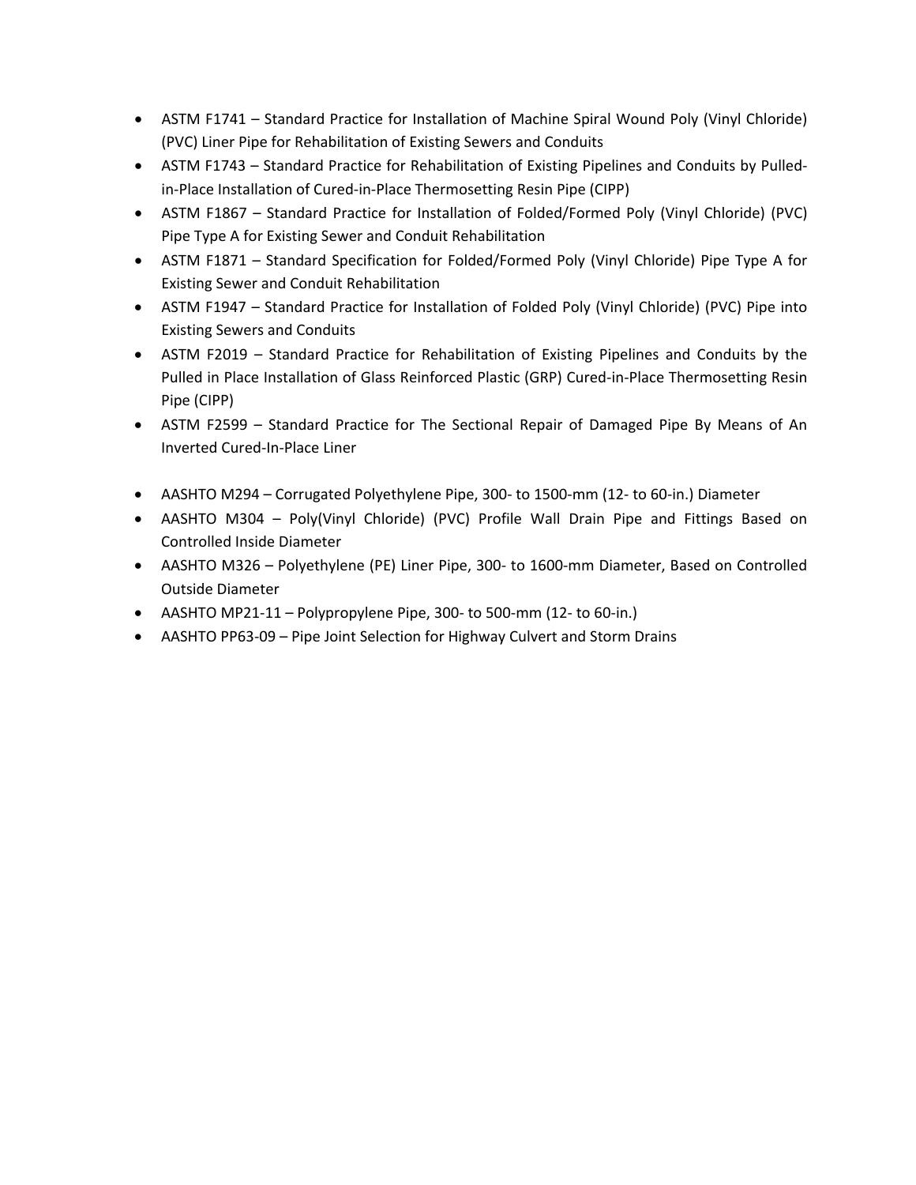- ASTM F1741 – Standard Practice for Installation of Machine Spiral Wound Poly (Vinyl Chloride) (PVC) Liner Pipe for Rehabilitation of Existing Sewers and Conduits
- ASTM F1743 – Standard Practice for Rehabilitation of Existing Pipelines and Conduits by Pulled-in-Place Installation of Cured-in-Place Thermosetting Resin Pipe (CIPP)
- ASTM F1867 – Standard Practice for Installation of Folded/Formed Poly (Vinyl Chloride) (PVC) Pipe Type A for Existing Sewer and Conduit Rehabilitation
- ASTM F1871 – Standard Specification for Folded/Formed Poly (Vinyl Chloride) Pipe Type A for Existing Sewer and Conduit Rehabilitation
- ASTM F1947 – Standard Practice for Installation of Folded Poly (Vinyl Chloride) (PVC) Pipe into Existing Sewers and Conduits
- ASTM F2019 – Standard Practice for Rehabilitation of Existing Pipelines and Conduits by the Pulled in Place Installation of Glass Reinforced Plastic (GRP) Cured-in-Place Thermosetting Resin Pipe (CIPP)
- ASTM F2599 – Standard Practice for The Sectional Repair of Damaged Pipe By Means of An Inverted Cured-In-Place Liner

- AASHTO M294 – Corrugated Polyethylene Pipe, 300- to 1500-mm (12- to 60-in.) Diameter
- AASHTO M304 – Poly(Vinyl Chloride) (PVC) Profile Wall Drain Pipe and Fittings Based on Controlled Inside Diameter
- AASHTO M326 – Polyethylene (PE) Liner Pipe, 300- to 1600-mm Diameter, Based on Controlled Outside Diameter
- AASHTO MP21-11 – Polypropylene Pipe, 300- to 500-mm (12- to 60-in.)
- AASHTO PP63-09 – Pipe Joint Selection for Highway Culvert and Storm Drains